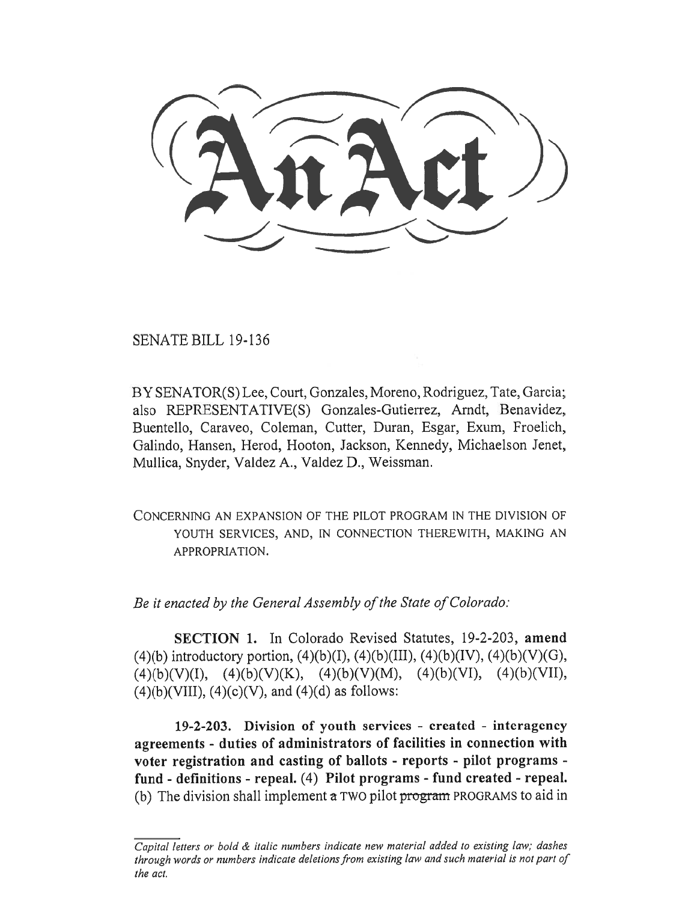# An Act

SENATE BILL 19-136

BY SENATOR(S) Lee, Court, Gonzales, Moreno, Rodriguez, Tate, Garcia; also REPRESENTATIVE(S) Gonzales-Gutierrez, Arndt, Benavidez, Buentello, Caraveo, Coleman, Cutter, Duran, Esgar, Exum, Froelich, Galindo, Hansen, Herod, Hooton, Jackson, Kennedy, Michaelson Jenet, Mullica, Snyder, Valdez A., Valdez D., Weissman.

CONCERNING AN EXPANSION OF THE PILOT PROGRAM IN THE DIVISION OF YOUTH SERVICES, AND, IN CONNECTION THEREWITH, MAKING AN APPROPRIATION.

*Be it enacted by the General Assembly of the State of Colorado:*

**SECTION 1.** In Colorado Revised Statutes, 19-2-203, **amend** (4)(b) introductory portion, (4)(b)(I), (4)(b)(III), (4)(b)(IV), (4)(b)(V)(G), (4)(b)(V)(I), (4)(b)(V)(K), (4)(b)(V)(M), (4)(b)(VI), (4)(b)(VII), (4)(b)(VIII), (4)(c)(V), and (4)(d) as follows:

**19-2-203. Division of youth services - created - interagency agreements - duties of administrators of facilities in connection with voter registration and casting of ballots - reports - pilot programs - fund - definitions - repeal.** (4) **Pilot programs - fund created - repeal.** (b) The division shall implement ~~a~~ TWO pilot ~~program~~ PROGRAMS to aid in

*Capital letters or bold & italic numbers indicate new material added to existing law; dashes through words or numbers indicate deletions from existing law and such material is not part of the act.*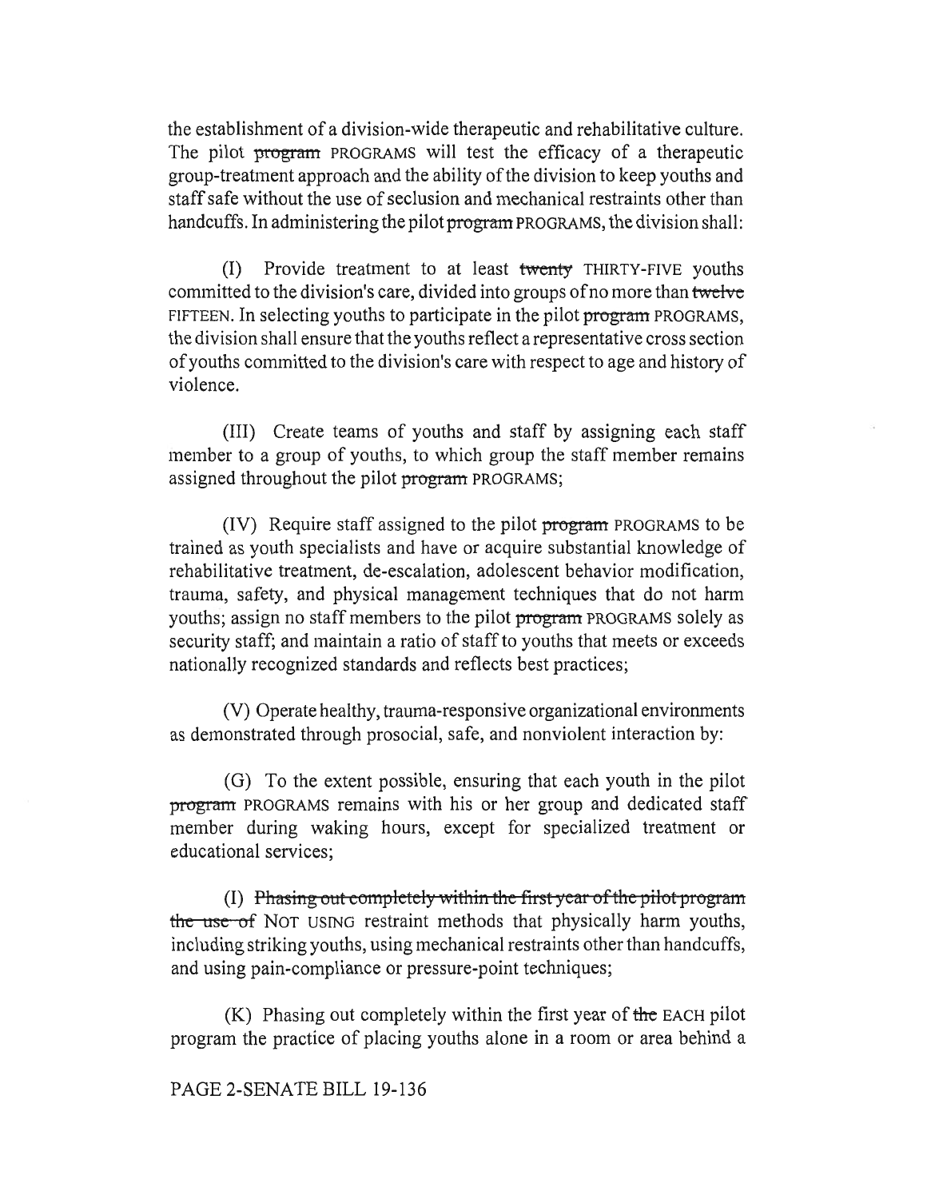the establishment of a division-wide therapeutic and rehabilitative culture. The pilot ~~program~~ PROGRAMS will test the efficacy of a therapeutic group-treatment approach and the ability of the division to keep youths and staff safe without the use of seclusion and mechanical restraints other than handcuffs. In administering the pilot ~~program~~ PROGRAMS, the division shall:

(I) Provide treatment to at least ~~twenty~~ THIRTY-FIVE youths committed to the division's care, divided into groups of no more than ~~twelve~~ FIFTEEN. In selecting youths to participate in the pilot ~~program~~ PROGRAMS, the division shall ensure that the youths reflect a representative cross section of youths committed to the division's care with respect to age and history of violence.

(III) Create teams of youths and staff by assigning each staff member to a group of youths, to which group the staff member remains assigned throughout the pilot ~~program~~ PROGRAMS;

(IV) Require staff assigned to the pilot ~~program~~ PROGRAMS to be trained as youth specialists and have or acquire substantial knowledge of rehabilitative treatment, de-escalation, adolescent behavior modification, trauma, safety, and physical management techniques that do not harm youths; assign no staff members to the pilot ~~program~~ PROGRAMS solely as security staff; and maintain a ratio of staff to youths that meets or exceeds nationally recognized standards and reflects best practices;

(V) Operate healthy, trauma-responsive organizational environments as demonstrated through prosocial, safe, and nonviolent interaction by:

(G) To the extent possible, ensuring that each youth in the pilot ~~program~~ PROGRAMS remains with his or her group and dedicated staff member during waking hours, except for specialized treatment or educational services;

(I) ~~Phasing out completely within the first year of the pilot program the use of~~ NOT USING restraint methods that physically harm youths, including striking youths, using mechanical restraints other than handcuffs, and using pain-compliance or pressure-point techniques;

(K) Phasing out completely within the first year of ~~the~~ EACH pilot program the practice of placing youths alone in a room or area behind a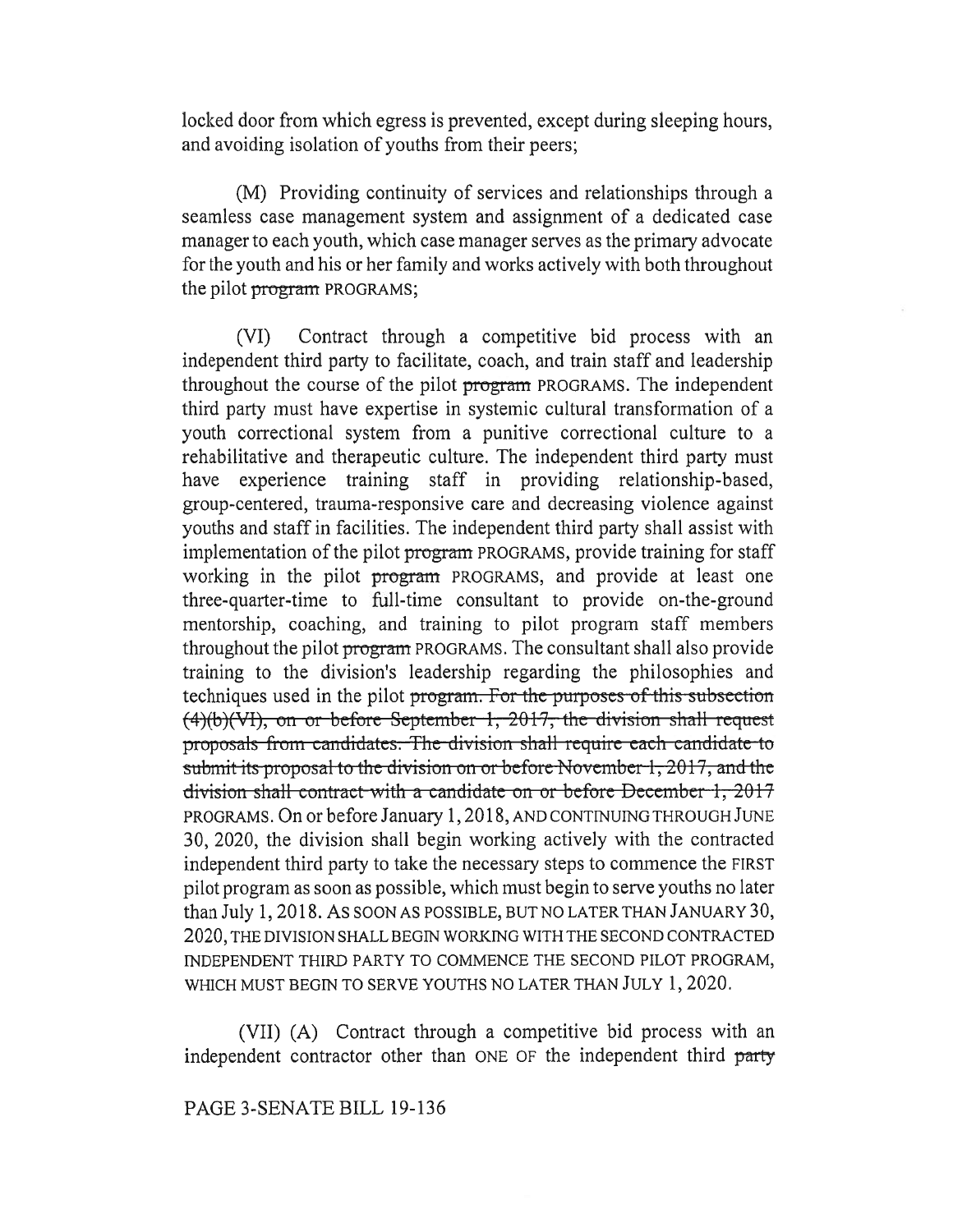locked door from which egress is prevented, except during sleeping hours, and avoiding isolation of youths from their peers;

(M) Providing continuity of services and relationships through a seamless case management system and assignment of a dedicated case manager to each youth, which case manager serves as the primary advocate for the youth and his or her family and works actively with both throughout the pilot ~~program~~ PROGRAMS;

(VI) Contract through a competitive bid process with an independent third party to facilitate, coach, and train staff and leadership throughout the course of the pilot ~~program~~ PROGRAMS. The independent third party must have expertise in systemic cultural transformation of a youth correctional system from a punitive correctional culture to a rehabilitative and therapeutic culture. The independent third party must have experience training staff in providing relationship-based, group-centered, trauma-responsive care and decreasing violence against youths and staff in facilities. The independent third party shall assist with implementation of the pilot ~~program~~ PROGRAMS, provide training for staff working in the pilot ~~program~~ PROGRAMS, and provide at least one three-quarter-time to full-time consultant to provide on-the-ground mentorship, coaching, and training to pilot program staff members throughout the pilot ~~program~~ PROGRAMS. The consultant shall also provide training to the division's leadership regarding the philosophies and techniques used in the pilot ~~program. For the purposes of this subsection (4)(b)(VI), on or before September 1, 2017, the division shall request proposals from candidates. The division shall require each candidate to submit its proposal to the division on or before November 1, 2017, and the division shall contract with a candidate on or before December 1, 2017~~ PROGRAMS. On or before January 1, 2018, AND CONTINUING THROUGH JUNE 30, 2020, the division shall begin working actively with the contracted independent third party to take the necessary steps to commence the FIRST pilot program as soon as possible, which must begin to serve youths no later than July 1, 2018. AS SOON AS POSSIBLE, BUT NO LATER THAN JANUARY 30, 2020, THE DIVISION SHALL BEGIN WORKING WITH THE SECOND CONTRACTED INDEPENDENT THIRD PARTY TO COMMENCE THE SECOND PILOT PROGRAM, WHICH MUST BEGIN TO SERVE YOUTHS NO LATER THAN JULY 1, 2020.

(VII) (A) Contract through a competitive bid process with an independent contractor other than ONE OF the independent third ~~party~~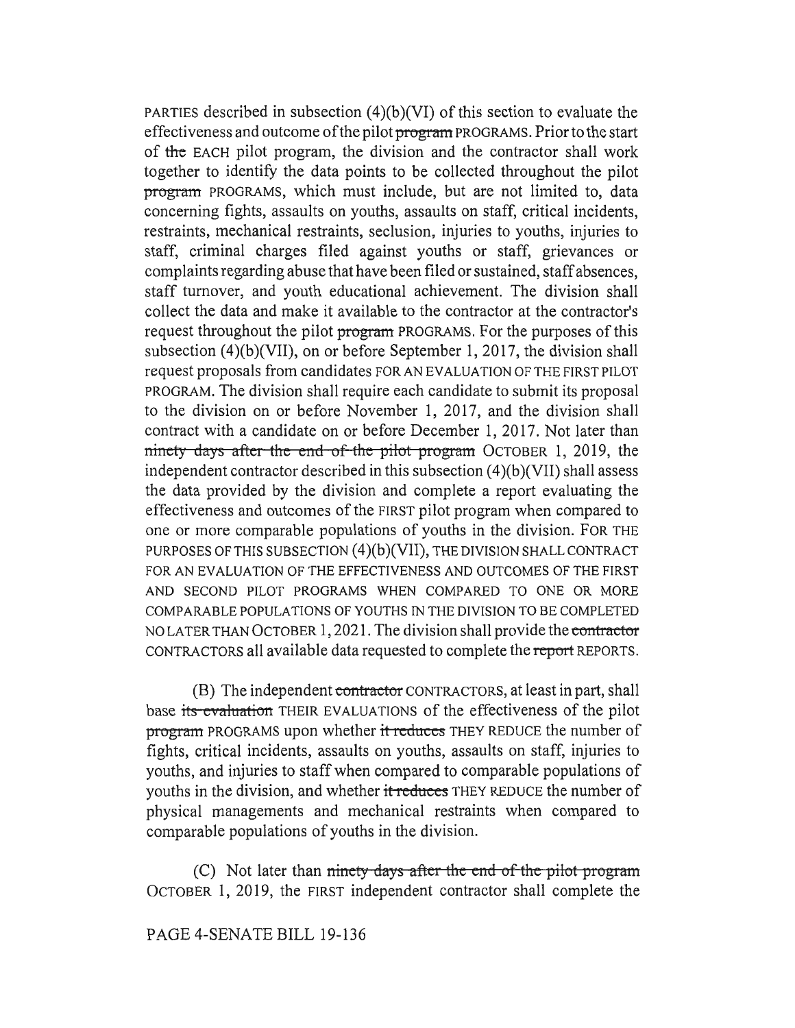PARTIES described in subsection (4)(b)(VI) of this section to evaluate the effectiveness and outcome of the pilot ~~program~~ PROGRAMS. Prior to the start of ~~the~~ EACH pilot program, the division and the contractor shall work together to identify the data points to be collected throughout the pilot ~~program~~ PROGRAMS, which must include, but are not limited to, data concerning fights, assaults on youths, assaults on staff, critical incidents, restraints, mechanical restraints, seclusion, injuries to youths, injuries to staff, criminal charges filed against youths or staff, grievances or complaints regarding abuse that have been filed or sustained, staff absences, staff turnover, and youth educational achievement. The division shall collect the data and make it available to the contractor at the contractor's request throughout the pilot ~~program~~ PROGRAMS. For the purposes of this subsection (4)(b)(VII), on or before September 1, 2017, the division shall request proposals from candidates FOR AN EVALUATION OF THE FIRST PILOT PROGRAM. The division shall require each candidate to submit its proposal to the division on or before November 1, 2017, and the division shall contract with a candidate on or before December 1, 2017. Not later than ~~ninety days after the end of the pilot program~~ OCTOBER 1, 2019, the independent contractor described in this subsection (4)(b)(VII) shall assess the data provided by the division and complete a report evaluating the effectiveness and outcomes of the FIRST pilot program when compared to one or more comparable populations of youths in the division. FOR THE PURPOSES OF THIS SUBSECTION (4)(b)(VII), THE DIVISION SHALL CONTRACT FOR AN EVALUATION OF THE EFFECTIVENESS AND OUTCOMES OF THE FIRST AND SECOND PILOT PROGRAMS WHEN COMPARED TO ONE OR MORE COMPARABLE POPULATIONS OF YOUTHS IN THE DIVISION TO BE COMPLETED NO LATER THAN OCTOBER 1, 2021. The division shall provide the ~~contractor~~ CONTRACTORS all available data requested to complete the ~~report~~ REPORTS.

(B) The independent ~~contractor~~ CONTRACTORS, at least in part, shall base ~~its evaluation~~ THEIR EVALUATIONS of the effectiveness of the pilot ~~program~~ PROGRAMS upon whether ~~it reduces~~ THEY REDUCE the number of fights, critical incidents, assaults on youths, assaults on staff, injuries to youths, and injuries to staff when compared to comparable populations of youths in the division, and whether ~~it reduces~~ THEY REDUCE the number of physical managements and mechanical restraints when compared to comparable populations of youths in the division.

(C) Not later than ~~ninety days after the end of the pilot program~~ OCTOBER 1, 2019, the FIRST independent contractor shall complete the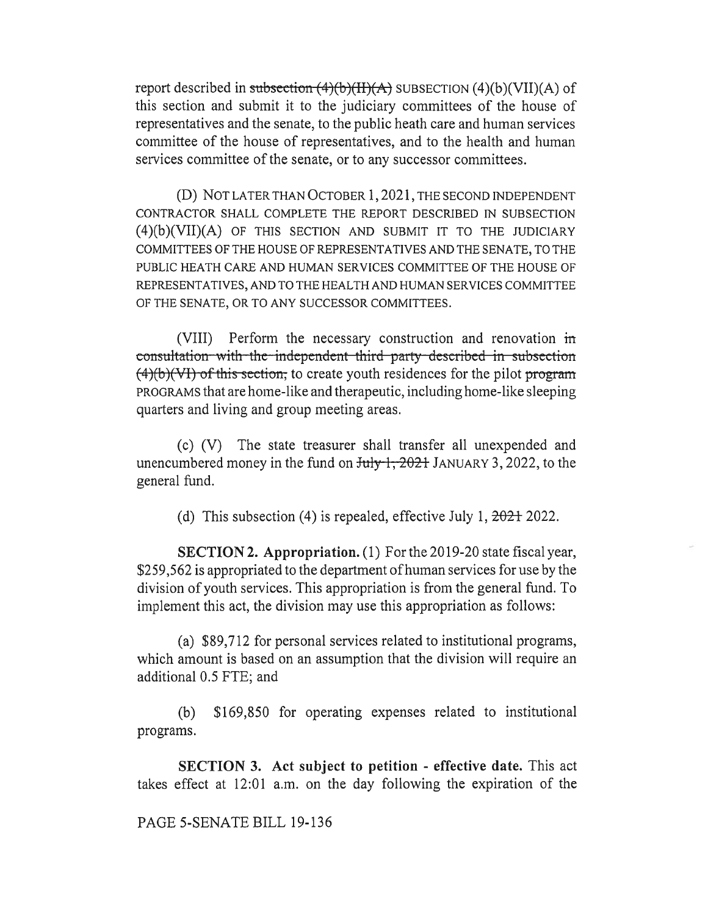report described in ~~subsection (4)(b)(II)(A)~~ SUBSECTION (4)(b)(VII)(A) of this section and submit it to the judiciary committees of the house of representatives and the senate, to the public heath care and human services committee of the house of representatives, and to the health and human services committee of the senate, or to any successor committees.

(D) NOT LATER THAN OCTOBER 1, 2021, THE SECOND INDEPENDENT CONTRACTOR SHALL COMPLETE THE REPORT DESCRIBED IN SUBSECTION (4)(b)(VII)(A) OF THIS SECTION AND SUBMIT IT TO THE JUDICIARY COMMITTEES OF THE HOUSE OF REPRESENTATIVES AND THE SENATE, TO THE PUBLIC HEATH CARE AND HUMAN SERVICES COMMITTEE OF THE HOUSE OF REPRESENTATIVES, AND TO THE HEALTH AND HUMAN SERVICES COMMITTEE OF THE SENATE, OR TO ANY SUCCESSOR COMMITTEES.

(VIII) Perform the necessary construction and renovation ~~in consultation with the independent third party described in subsection (4)(b)(VI) of this section,~~ to create youth residences for the pilot ~~program~~ PROGRAMS that are home-like and therapeutic, including home-like sleeping quarters and living and group meeting areas.

(c) (V) The state treasurer shall transfer all unexpended and unencumbered money in the fund on ~~July 1, 2021~~ JANUARY 3, 2022, to the general fund.

(d) This subsection (4) is repealed, effective July 1, ~~2021~~ 2022.

**SECTION 2. Appropriation.** (1) For the 2019-20 state fiscal year, $259,562 is appropriated to the department of human services for use by the division of youth services. This appropriation is from the general fund. To implement this act, the division may use this appropriation as follows:

(a) $89,712 for personal services related to institutional programs, which amount is based on an assumption that the division will require an additional 0.5 FTE; and

(b) $169,850 for operating expenses related to institutional programs.

**SECTION 3. Act subject to petition - effective date.** This act takes effect at 12:01 a.m. on the day following the expiration of the

PAGE 5-SENATE BILL 19-136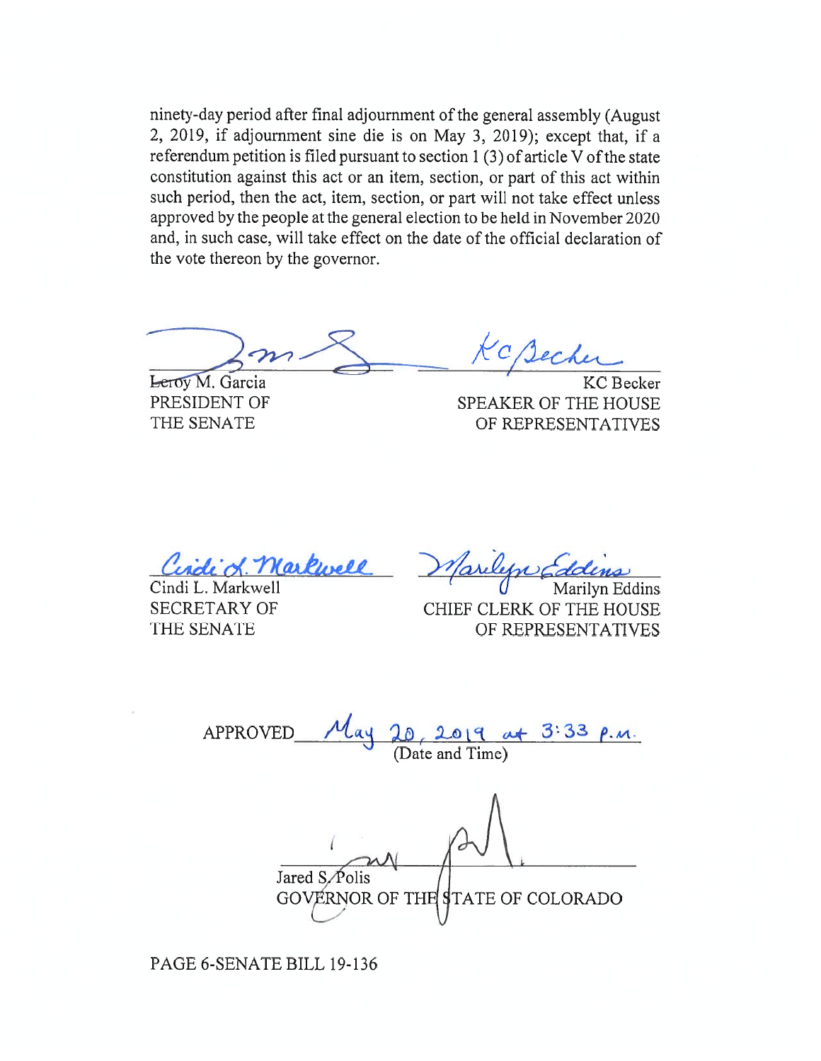ninety-day period after final adjournment of the general assembly (August 2, 2019, if adjournment sine die is on May 3, 2019); except that, if a referendum petition is filed pursuant to section 1 (3) of article V of the state constitution against this act or an item, section, or part of this act within such period, then the act, item, section, or part will not take effect unless approved by the people at the general election to be held in November 2020 and, in such case, will take effect on the date of the official declaration of the vote thereon by the governor.

Leroy M. Garcia
PRESIDENT OF
THE SENATE

KC Becker
SPEAKER OF THE HOUSE
OF REPRESENTATIVES

Cindi L. Markwell
SECRETARY OF
THE SENATE

Marilyn Eddins
CHIEF CLERK OF THE HOUSE
OF REPRESENTATIVES

APPROVED May 20, 2019 at 3:33 p.m.
(Date and Time)

Jared S. Polis
GOVERNOR OF THE STATE OF COLORADO

PAGE 6-SENATE BILL 19-136